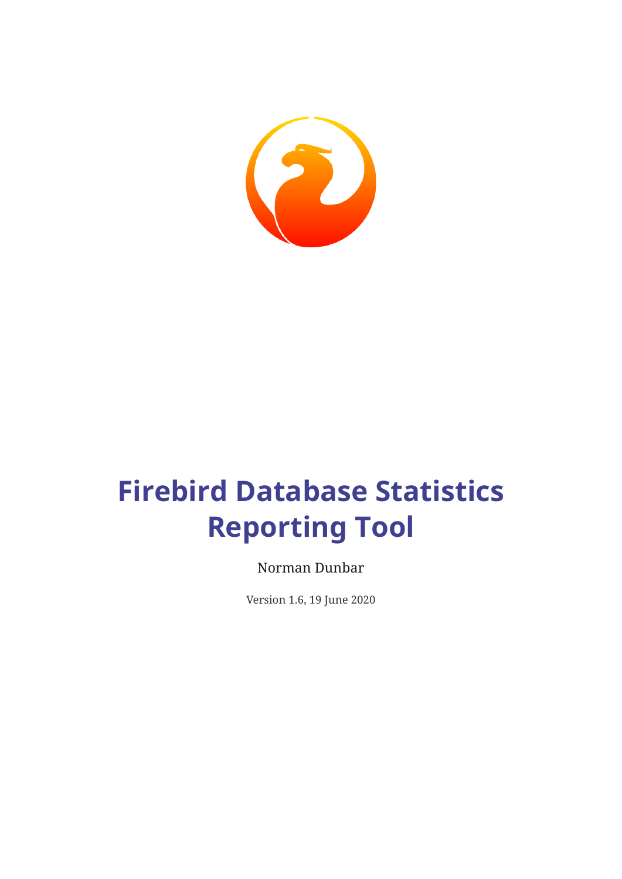# Firebird Database Statistics Reporting Tool

Norman Dunbar

Version 1.6, 19 June 2020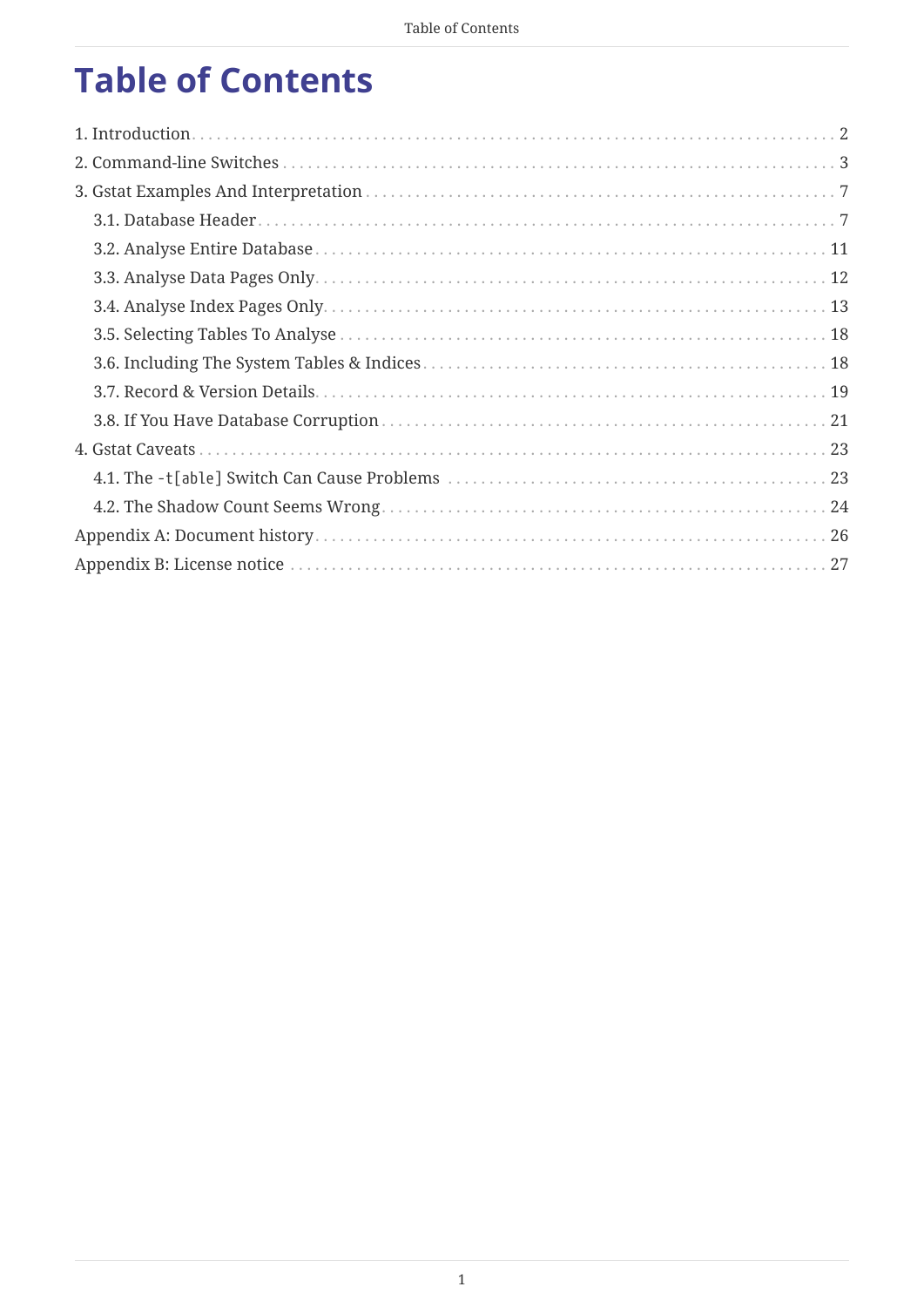# Table of Contents

1. Introduction . . . 2
2. Command-line Switches . . . 3
3. Gstat Examples And Interpretation . . . 7
   - 3.1. Database Header . . . 7
   - 3.2. Analyse Entire Database . . . 11
   - 3.3. Analyse Data Pages Only . . . 12
   - 3.4. Analyse Index Pages Only . . . 13
   - 3.5. Selecting Tables To Analyse . . . 18
   - 3.6. Including The System Tables & Indices . . . 18
   - 3.7. Record & Version Details . . . 19
   - 3.8. If You Have Database Corruption . . . 21
4. Gstat Caveats . . . 23
   - 4.1. The `-t[able]` Switch Can Cause Problems . . . 23
   - 4.2. The Shadow Count Seems Wrong . . . 24

Appendix A: Document history . . . 26

Appendix B: License notice . . . 27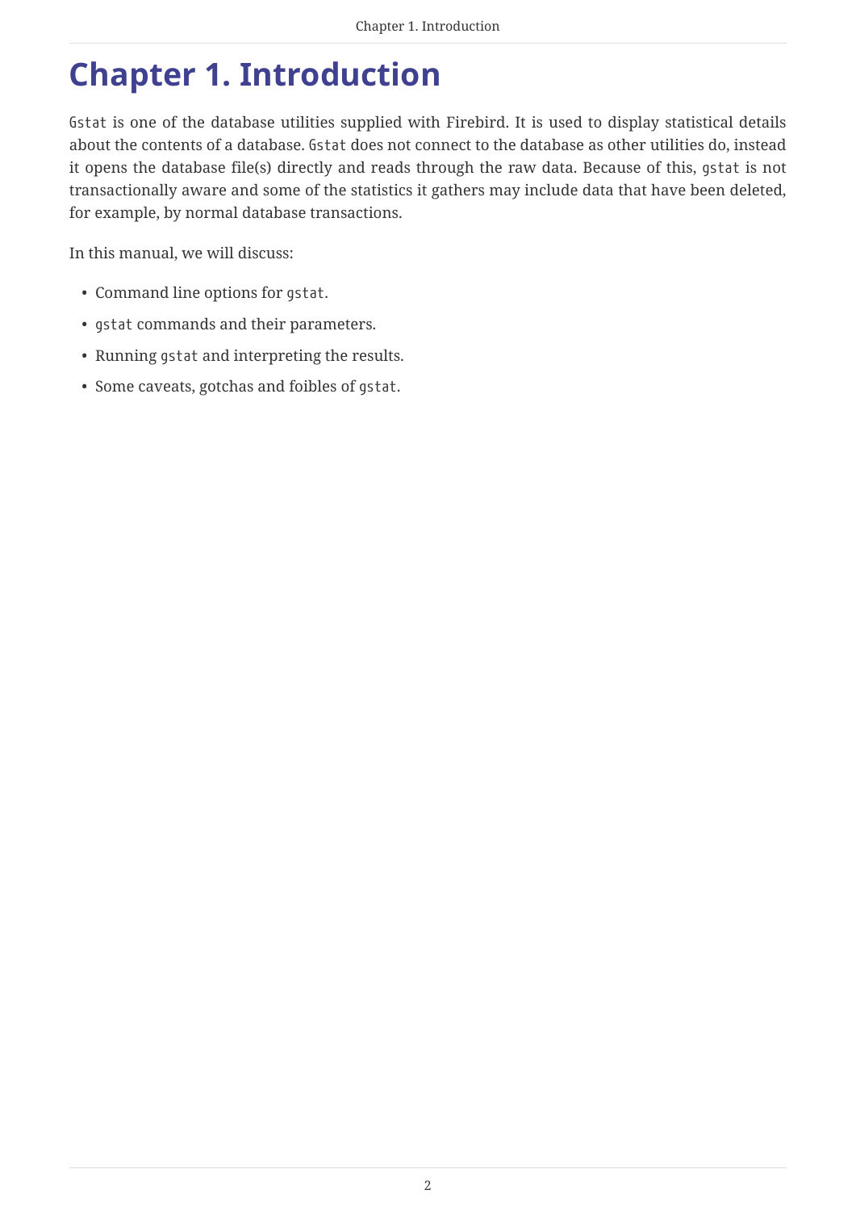# Chapter 1. Introduction

`Gstat` is one of the database utilities supplied with Firebird. It is used to display statistical details about the contents of a database. `Gstat` does not connect to the database as other utilities do, instead it opens the database file(s) directly and reads through the raw data. Because of this, `gstat` is not transactionally aware and some of the statistics it gathers may include data that have been deleted, for example, by normal database transactions.

In this manual, we will discuss:

- Command line options for `gstat`.
- `gstat` commands and their parameters.
- Running `gstat` and interpreting the results.
- Some caveats, gotchas and foibles of `gstat`.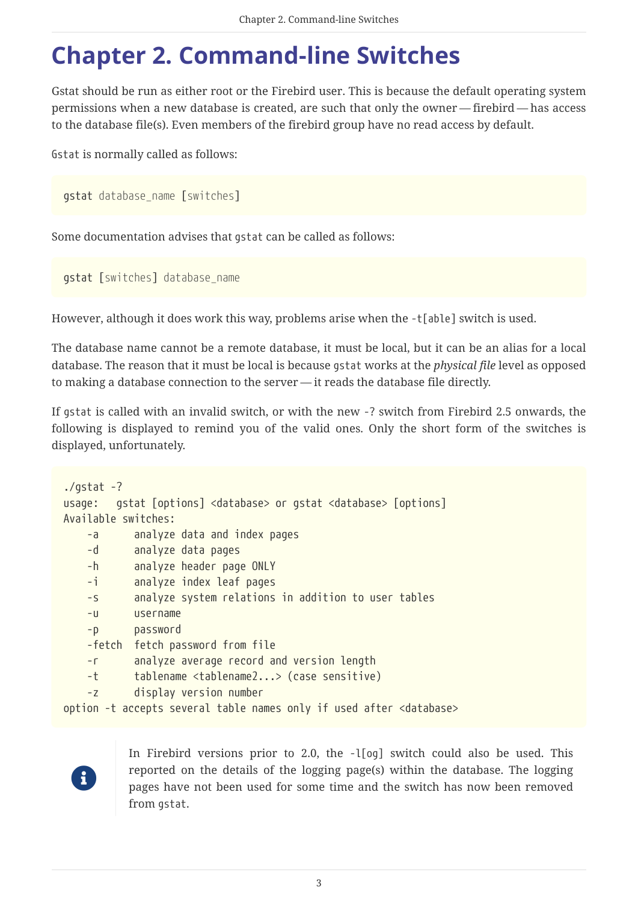# Chapter 2. Command-line Switches

Gstat should be run as either root or the Firebird user. This is because the default operating system permissions when a new database is created, are such that only the owner — firebird — has access to the database file(s). Even members of the firebird group have no read access by default.

`Gstat` is normally called as follows:

```
gstat database_name [switches]
```

Some documentation advises that `gstat` can be called as follows:

```
gstat [switches] database_name
```

However, although it does work this way, problems arise when the `-t[able]` switch is used.

The database name cannot be a remote database, it must be local, but it can be an alias for a local database. The reason that it must be local is because `gstat` works at the *physical file* level as opposed to making a database connection to the server — it reads the database file directly.

If `gstat` is called with an invalid switch, or with the new -? switch from Firebird 2.5 onwards, the following is displayed to remind you of the valid ones. Only the short form of the switches is displayed, unfortunately.

```
./gstat -?
usage:   gstat [options] <database> or gstat <database> [options]
Available switches:
    -a      analyze data and index pages
    -d      analyze data pages
    -h      analyze header page ONLY
    -i      analyze index leaf pages
    -s      analyze system relations in addition to user tables
    -u      username
    -p      password
    -fetch  fetch password from file
    -r      analyze average record and version length
    -t      tablename <tablename2...> (case sensitive)
    -z      display version number
option -t accepts several table names only if used after <database>
```

> In Firebird versions prior to 2.0, the `-l[og]` switch could also be used. This reported on the details of the logging page(s) within the database. The logging pages have not been used for some time and the switch has now been removed from `gstat`.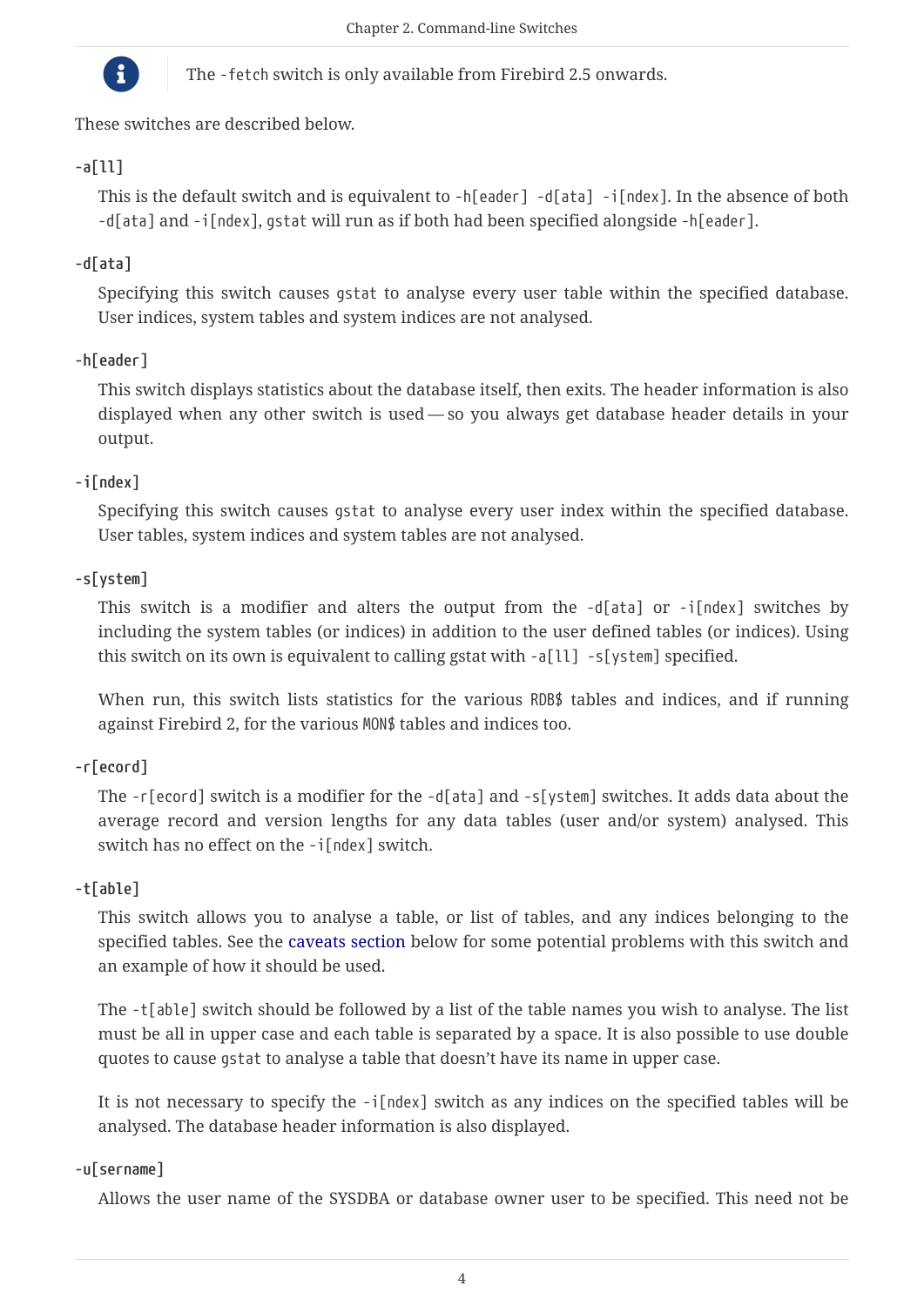> The `-fetch` switch is only available from Firebird 2.5 onwards.

These switches are described below.

**`-a[ll]`**

This is the default switch and is equivalent to `-h[eader] -d[ata] -i[ndex]`. In the absence of both `-d[ata]` and `-i[ndex]`, `gstat` will run as if both had been specified alongside `-h[eader]`.

**`-d[ata]`**

Specifying this switch causes `gstat` to analyse every user table within the specified database. User indices, system tables and system indices are not analysed.

**`-h[eader]`**

This switch displays statistics about the database itself, then exits. The header information is also displayed when any other switch is used — so you always get database header details in your output.

**`-i[ndex]`**

Specifying this switch causes `gstat` to analyse every user index within the specified database. User tables, system indices and system tables are not analysed.

**`-s[ystem]`**

This switch is a modifier and alters the output from the `-d[ata]` or `-i[ndex]` switches by including the system tables (or indices) in addition to the user defined tables (or indices). Using this switch on its own is equivalent to calling gstat with `-a[ll] -s[ystem]` specified.

When run, this switch lists statistics for the various `RDB$` tables and indices, and if running against Firebird 2, for the various `MON$` tables and indices too.

**`-r[ecord]`**

The `-r[ecord]` switch is a modifier for the `-d[ata]` and `-s[ystem]` switches. It adds data about the average record and version lengths for any data tables (user and/or system) analysed. This switch has no effect on the `-i[ndex]` switch.

**`-t[able]`**

This switch allows you to analyse a table, or list of tables, and any indices belonging to the specified tables. See the caveats section below for some potential problems with this switch and an example of how it should be used.

The `-t[able]` switch should be followed by a list of the table names you wish to analyse. The list must be all in upper case and each table is separated by a space. It is also possible to use double quotes to cause `gstat` to analyse a table that doesn't have its name in upper case.

It is not necessary to specify the `-i[ndex]` switch as any indices on the specified tables will be analysed. The database header information is also displayed.

**`-u[sername]`**

Allows the user name of the SYSDBA or database owner user to be specified. This need not be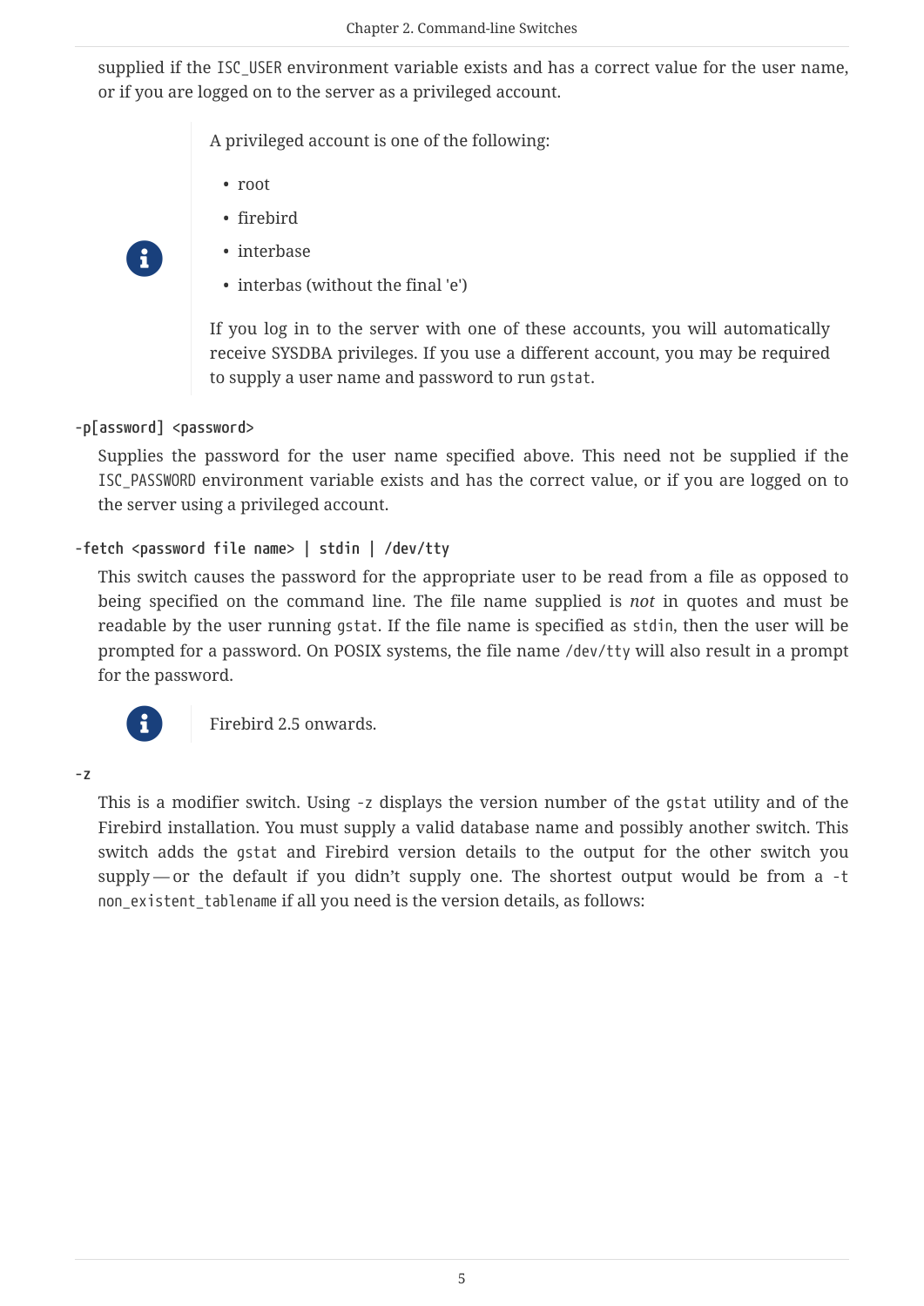supplied if the `ISC_USER` environment variable exists and has a correct value for the user name, or if you are logged on to the server as a privileged account.

> A privileged account is one of the following:
>
> - root
> - firebird
> - interbase
> - interbas (without the final 'e')
>
> If you log in to the server with one of these accounts, you will automatically receive SYSDBA privileges. If you use a different account, you may be required to supply a user name and password to run `gstat`.

**`-p[assword] <password>`**

Supplies the password for the user name specified above. This need not be supplied if the `ISC_PASSWORD` environment variable exists and has the correct value, or if you are logged on to the server using a privileged account.

**`-fetch <password file name> | stdin | /dev/tty`**

This switch causes the password for the appropriate user to be read from a file as opposed to being specified on the command line. The file name supplied is *not* in quotes and must be readable by the user running `gstat`. If the file name is specified as `stdin`, then the user will be prompted for a password. On POSIX systems, the file name `/dev/tty` will also result in a prompt for the password.

> Firebird 2.5 onwards.

**`-z`**

This is a modifier switch. Using `-z` displays the version number of the `gstat` utility and of the Firebird installation. You must supply a valid database name and possibly another switch. This switch adds the `gstat` and Firebird version details to the output for the other switch you supply — or the default if you didn't supply one. The shortest output would be from a `-t non_existent_tablename` if all you need is the version details, as follows: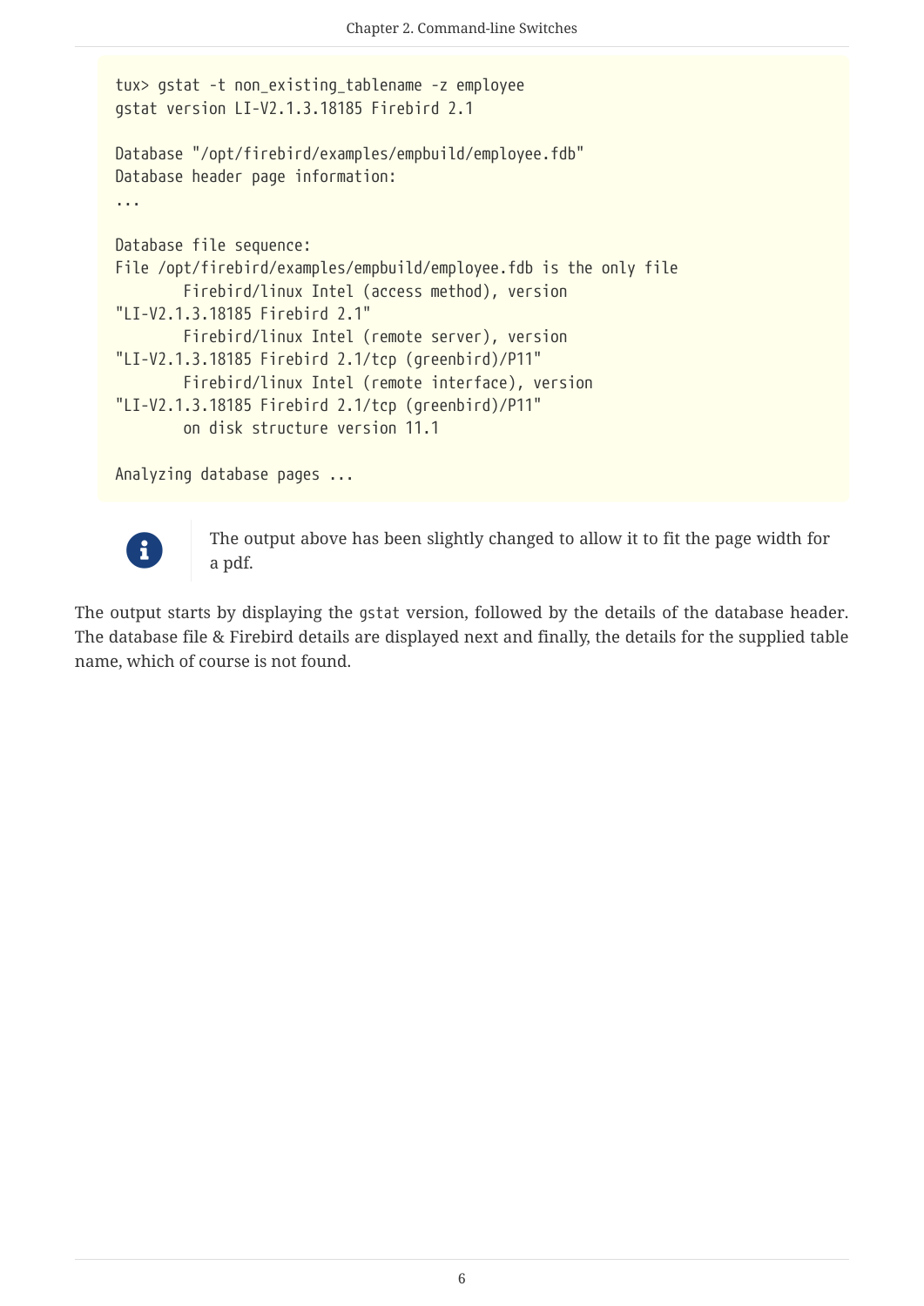```
tux> gstat -t non_existing_tablename -z employee
gstat version LI-V2.1.3.18185 Firebird 2.1

Database "/opt/firebird/examples/empbuild/employee.fdb"
Database header page information:
...

Database file sequence:
File /opt/firebird/examples/empbuild/employee.fdb is the only file
        Firebird/linux Intel (access method), version
"LI-V2.1.3.18185 Firebird 2.1"
        Firebird/linux Intel (remote server), version
"LI-V2.1.3.18185 Firebird 2.1/tcp (greenbird)/P11"
        Firebird/linux Intel (remote interface), version
"LI-V2.1.3.18185 Firebird 2.1/tcp (greenbird)/P11"
        on disk structure version 11.1

Analyzing database pages ...
```

> The output above has been slightly changed to allow it to fit the page width for a pdf.

The output starts by displaying the `gstat` version, followed by the details of the database header. The database file & Firebird details are displayed next and finally, the details for the supplied table name, which of course is not found.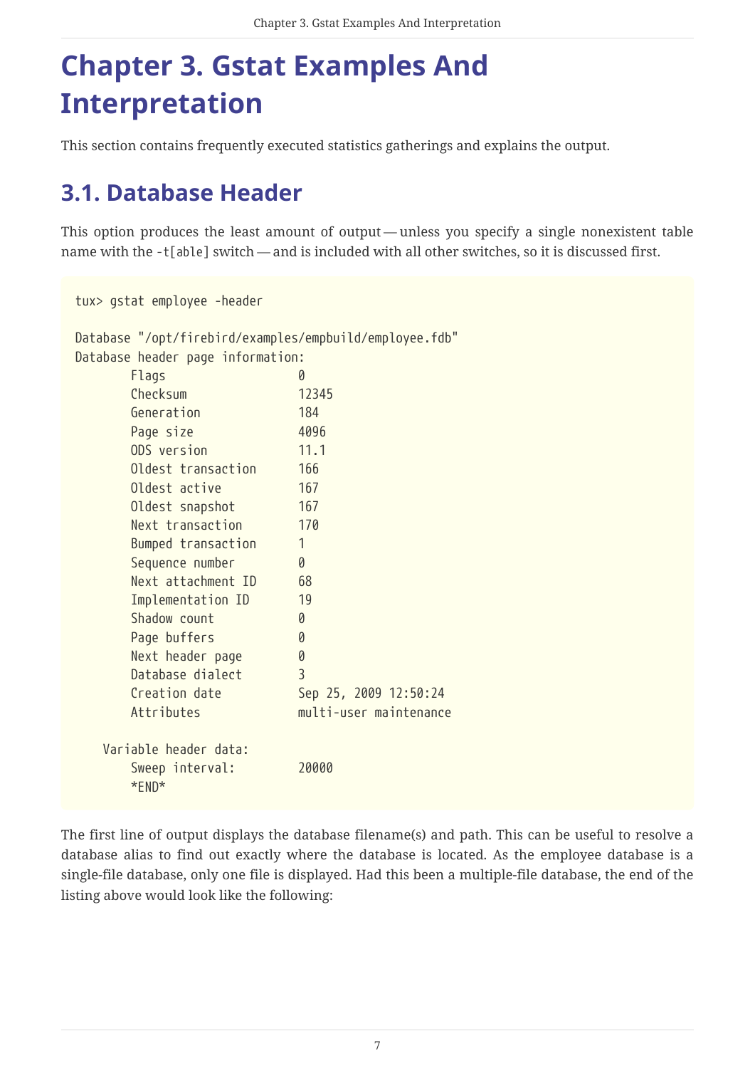# Chapter 3. Gstat Examples And Interpretation

This section contains frequently executed statistics gatherings and explains the output.

## 3.1. Database Header

This option produces the least amount of output — unless you specify a single nonexistent table name with the `-t[able]` switch — and is included with all other switches, so it is discussed first.

```
tux> gstat employee -header

Database "/opt/firebird/examples/empbuild/employee.fdb"
Database header page information:
        Flags                   0
        Checksum                12345
        Generation              184
        Page size               4096
        ODS version             11.1
        Oldest transaction      166
        Oldest active           167
        Oldest snapshot         167
        Next transaction        170
        Bumped transaction      1
        Sequence number         0
        Next attachment ID      68
        Implementation ID       19
        Shadow count            0
        Page buffers            0
        Next header page        0
        Database dialect        3
        Creation date           Sep 25, 2009 12:50:24
        Attributes              multi-user maintenance

    Variable header data:
        Sweep interval:         20000
        *END*
```

The first line of output displays the database filename(s) and path. This can be useful to resolve a database alias to find out exactly where the database is located. As the employee database is a single-file database, only one file is displayed. Had this been a multiple-file database, the end of the listing above would look like the following: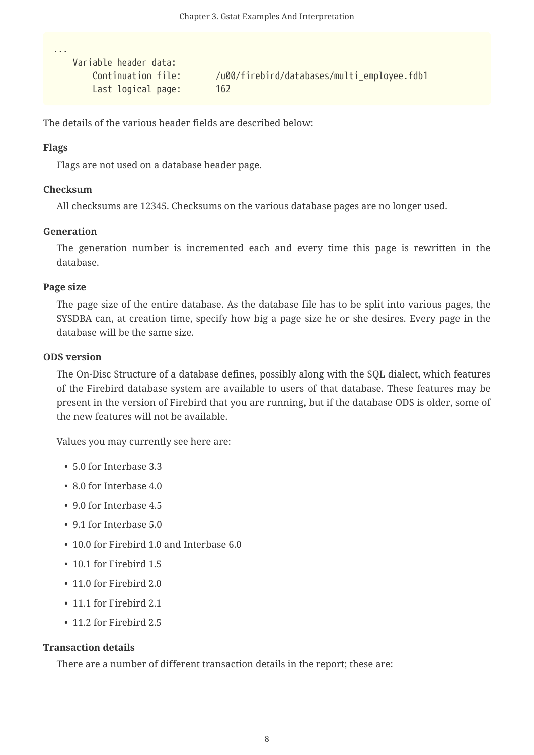```
...
    Variable header data:
        Continuation file:      /u00/firebird/databases/multi_employee.fdb1
        Last logical page:      162
```

The details of the various header fields are described below:

**Flags**

Flags are not used on a database header page.

**Checksum**

All checksums are 12345. Checksums on the various database pages are no longer used.

**Generation**

The generation number is incremented each and every time this page is rewritten in the database.

**Page size**

The page size of the entire database. As the database file has to be split into various pages, the SYSDBA can, at creation time, specify how big a page size he or she desires. Every page in the database will be the same size.

**ODS version**

The On-Disc Structure of a database defines, possibly along with the SQL dialect, which features of the Firebird database system are available to users of that database. These features may be present in the version of Firebird that you are running, but if the database ODS is older, some of the new features will not be available.

Values you may currently see here are:

- 5.0 for Interbase 3.3
- 8.0 for Interbase 4.0
- 9.0 for Interbase 4.5
- 9.1 for Interbase 5.0
- 10.0 for Firebird 1.0 and Interbase 6.0
- 10.1 for Firebird 1.5
- 11.0 for Firebird 2.0
- 11.1 for Firebird 2.1
- 11.2 for Firebird 2.5

**Transaction details**

There are a number of different transaction details in the report; these are: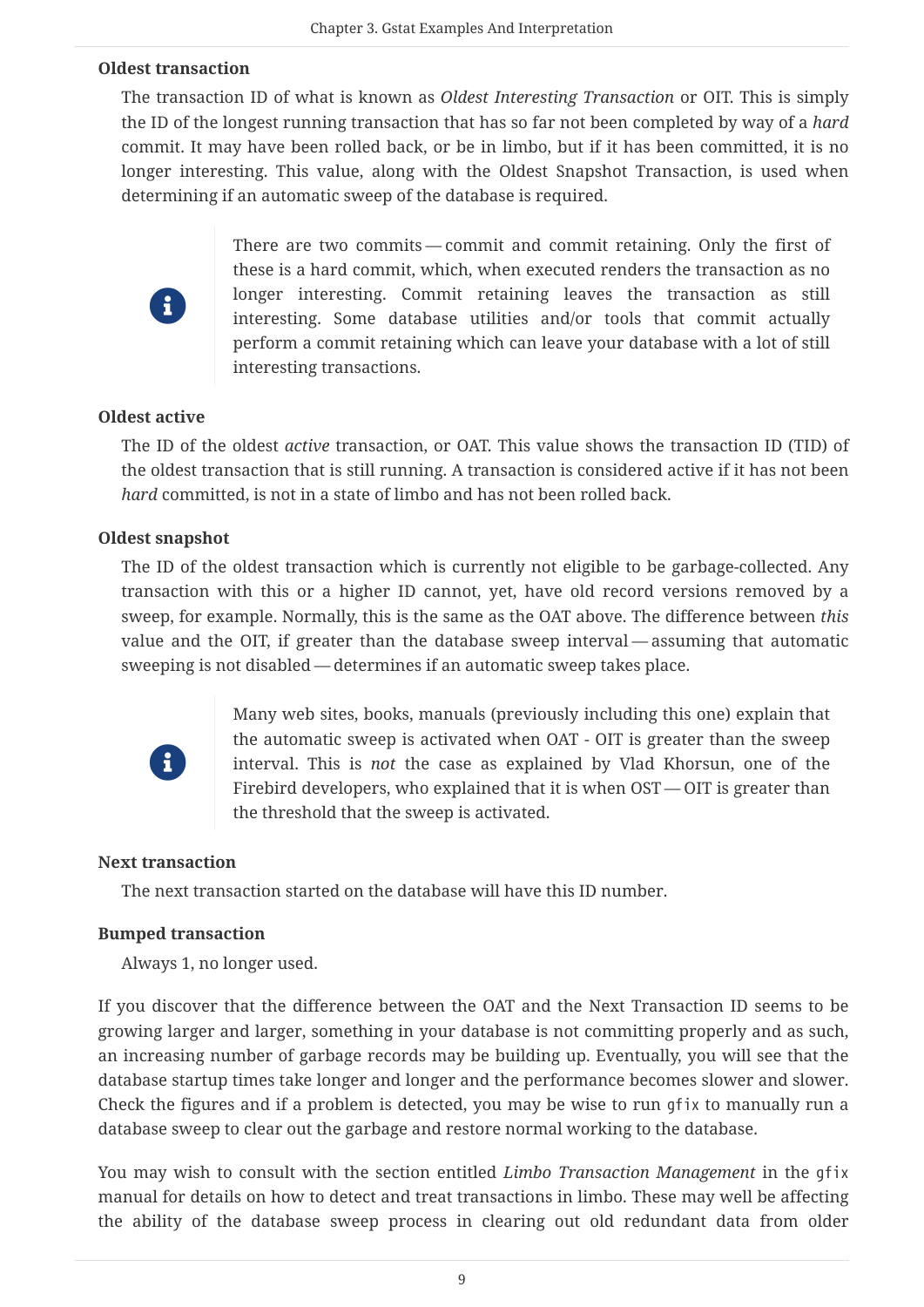**Oldest transaction**

The transaction ID of what is known as *Oldest Interesting Transaction* or OIT. This is simply the ID of the longest running transaction that has so far not been completed by way of a *hard* commit. It may have been rolled back, or be in limbo, but if it has been committed, it is no longer interesting. This value, along with the Oldest Snapshot Transaction, is used when determining if an automatic sweep of the database is required.

> There are two commits — commit and commit retaining. Only the first of these is a hard commit, which, when executed renders the transaction as no longer interesting. Commit retaining leaves the transaction as still interesting. Some database utilities and/or tools that commit actually perform a commit retaining which can leave your database with a lot of still interesting transactions.

**Oldest active**

The ID of the oldest *active* transaction, or OAT. This value shows the transaction ID (TID) of the oldest transaction that is still running. A transaction is considered active if it has not been *hard* committed, is not in a state of limbo and has not been rolled back.

**Oldest snapshot**

The ID of the oldest transaction which is currently not eligible to be garbage-collected. Any transaction with this or a higher ID cannot, yet, have old record versions removed by a sweep, for example. Normally, this is the same as the OAT above. The difference between *this* value and the OIT, if greater than the database sweep interval — assuming that automatic sweeping is not disabled — determines if an automatic sweep takes place.

> Many web sites, books, manuals (previously including this one) explain that the automatic sweep is activated when OAT - OIT is greater than the sweep interval. This is *not* the case as explained by Vlad Khorsun, one of the Firebird developers, who explained that it is when OST — OIT is greater than the threshold that the sweep is activated.

**Next transaction**

The next transaction started on the database will have this ID number.

**Bumped transaction**

Always 1, no longer used.

If you discover that the difference between the OAT and the Next Transaction ID seems to be growing larger and larger, something in your database is not committing properly and as such, an increasing number of garbage records may be building up. Eventually, you will see that the database startup times take longer and longer and the performance becomes slower and slower. Check the figures and if a problem is detected, you may be wise to run `gfix` to manually run a database sweep to clear out the garbage and restore normal working to the database.

You may wish to consult with the section entitled *Limbo Transaction Management* in the `gfix` manual for details on how to detect and treat transactions in limbo. These may well be affecting the ability of the database sweep process in clearing out old redundant data from older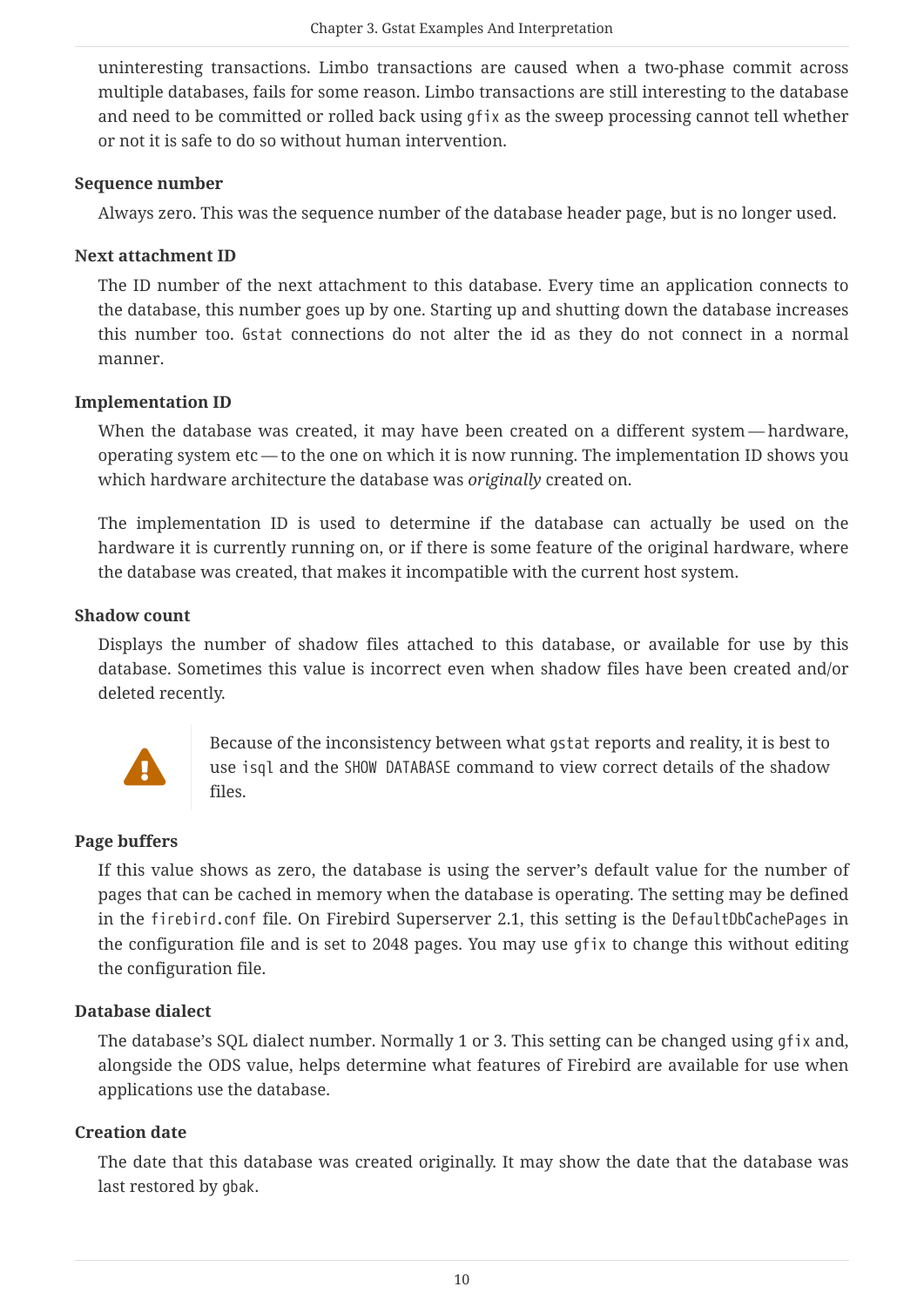uninteresting transactions. Limbo transactions are caused when a two-phase commit across multiple databases, fails for some reason. Limbo transactions are still interesting to the database and need to be committed or rolled back using `gfix` as the sweep processing cannot tell whether or not it is safe to do so without human intervention.

**Sequence number**

Always zero. This was the sequence number of the database header page, but is no longer used.

**Next attachment ID**

The ID number of the next attachment to this database. Every time an application connects to the database, this number goes up by one. Starting up and shutting down the database increases this number too. `Gstat` connections do not alter the id as they do not connect in a normal manner.

**Implementation ID**

When the database was created, it may have been created on a different system — hardware, operating system etc — to the one on which it is now running. The implementation ID shows you which hardware architecture the database was *originally* created on.

The implementation ID is used to determine if the database can actually be used on the hardware it is currently running on, or if there is some feature of the original hardware, where the database was created, that makes it incompatible with the current host system.

**Shadow count**

Displays the number of shadow files attached to this database, or available for use by this database. Sometimes this value is incorrect even when shadow files have been created and/or deleted recently.

> Because of the inconsistency between what `gstat` reports and reality, it is best to use `isql` and the `SHOW DATABASE` command to view correct details of the shadow files.

**Page buffers**

If this value shows as zero, the database is using the server's default value for the number of pages that can be cached in memory when the database is operating. The setting may be defined in the `firebird.conf` file. On Firebird Superserver 2.1, this setting is the `DefaultDbCachePages` in the configuration file and is set to 2048 pages. You may use `gfix` to change this without editing the configuration file.

**Database dialect**

The database's SQL dialect number. Normally 1 or 3. This setting can be changed using `gfix` and, alongside the ODS value, helps determine what features of Firebird are available for use when applications use the database.

**Creation date**

The date that this database was created originally. It may show the date that the database was last restored by `gbak`.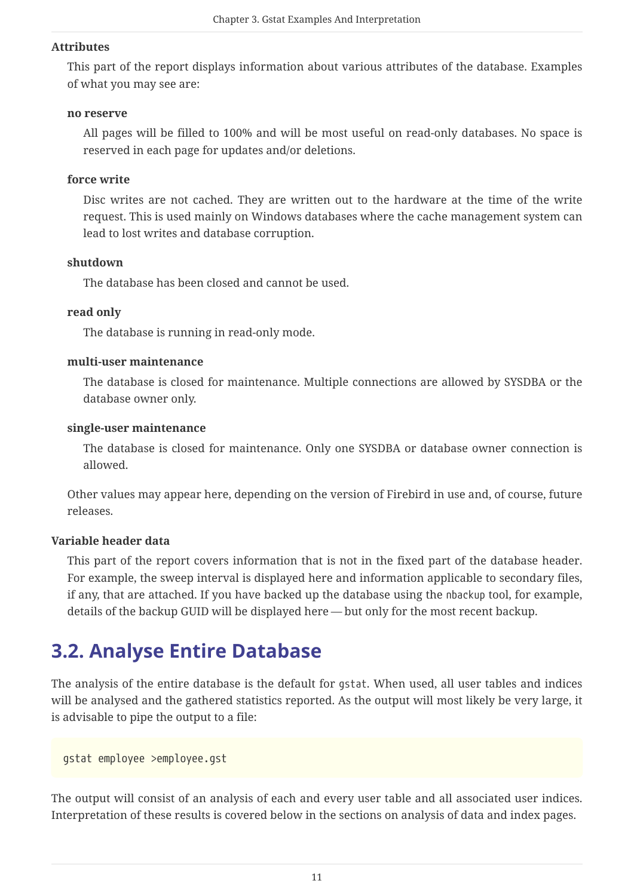**Attributes**

This part of the report displays information about various attributes of the database. Examples of what you may see are:

**no reserve**

All pages will be filled to 100% and will be most useful on read-only databases. No space is reserved in each page for updates and/or deletions.

**force write**

Disc writes are not cached. They are written out to the hardware at the time of the write request. This is used mainly on Windows databases where the cache management system can lead to lost writes and database corruption.

**shutdown**

The database has been closed and cannot be used.

**read only**

The database is running in read-only mode.

**multi-user maintenance**

The database is closed for maintenance. Multiple connections are allowed by SYSDBA or the database owner only.

**single-user maintenance**

The database is closed for maintenance. Only one SYSDBA or database owner connection is allowed.

Other values may appear here, depending on the version of Firebird in use and, of course, future releases.

**Variable header data**

This part of the report covers information that is not in the fixed part of the database header. For example, the sweep interval is displayed here and information applicable to secondary files, if any, that are attached. If you have backed up the database using the `nbackup` tool, for example, details of the backup GUID will be displayed here — but only for the most recent backup.

## 3.2. Analyse Entire Database

The analysis of the entire database is the default for `gstat`. When used, all user tables and indices will be analysed and the gathered statistics reported. As the output will most likely be very large, it is advisable to pipe the output to a file:

```
gstat employee >employee.gst
```

The output will consist of an analysis of each and every user table and all associated user indices. Interpretation of these results is covered below in the sections on analysis of data and index pages.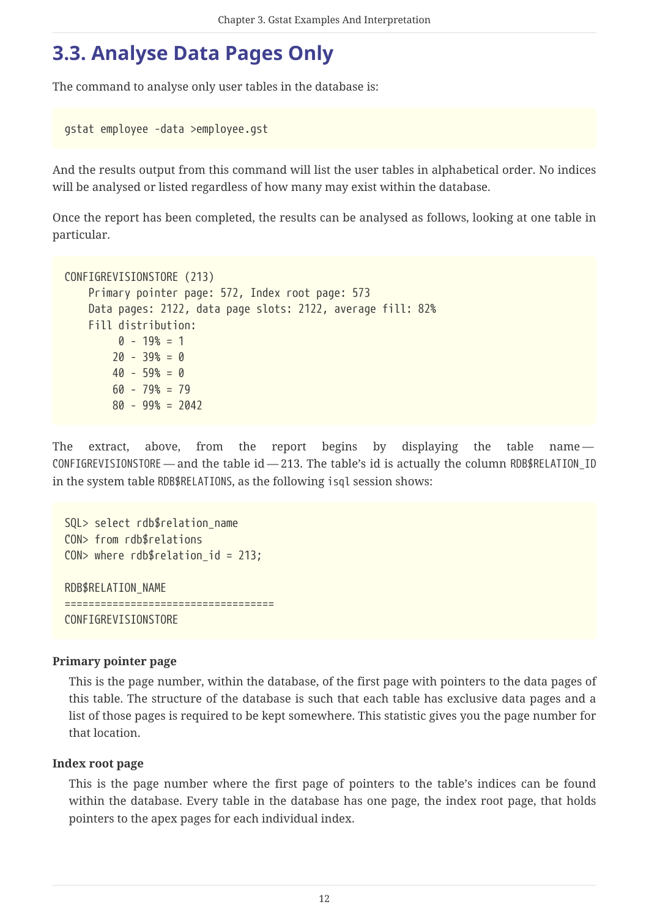## 3.3. Analyse Data Pages Only

The command to analyse only user tables in the database is:

```
gstat employee -data >employee.gst
```

And the results output from this command will list the user tables in alphabetical order. No indices will be analysed or listed regardless of how many may exist within the database.

Once the report has been completed, the results can be analysed as follows, looking at one table in particular.

```
CONFIGREVISIONSTORE (213)
    Primary pointer page: 572, Index root page: 573
    Data pages: 2122, data page slots: 2122, average fill: 82%
    Fill distribution:
         0 - 19% = 1
        20 - 39% = 0
        40 - 59% = 0
        60 - 79% = 79
        80 - 99% = 2042
```

The extract, above, from the report begins by displaying the table name — `CONFIGREVISIONSTORE` — and the table id — 213. The table's id is actually the column `RDB$RELATION_ID` in the system table `RDB$RELATIONS`, as the following `isql` session shows:

```
SQL> select rdb$relation_name
CON> from rdb$relations
CON> where rdb$relation_id = 213;

RDB$RELATION_NAME
===================================
CONFIGREVISIONSTORE
```

**Primary pointer page**

This is the page number, within the database, of the first page with pointers to the data pages of this table. The structure of the database is such that each table has exclusive data pages and a list of those pages is required to be kept somewhere. This statistic gives you the page number for that location.

**Index root page**

This is the page number where the first page of pointers to the table's indices can be found within the database. Every table in the database has one page, the index root page, that holds pointers to the apex pages for each individual index.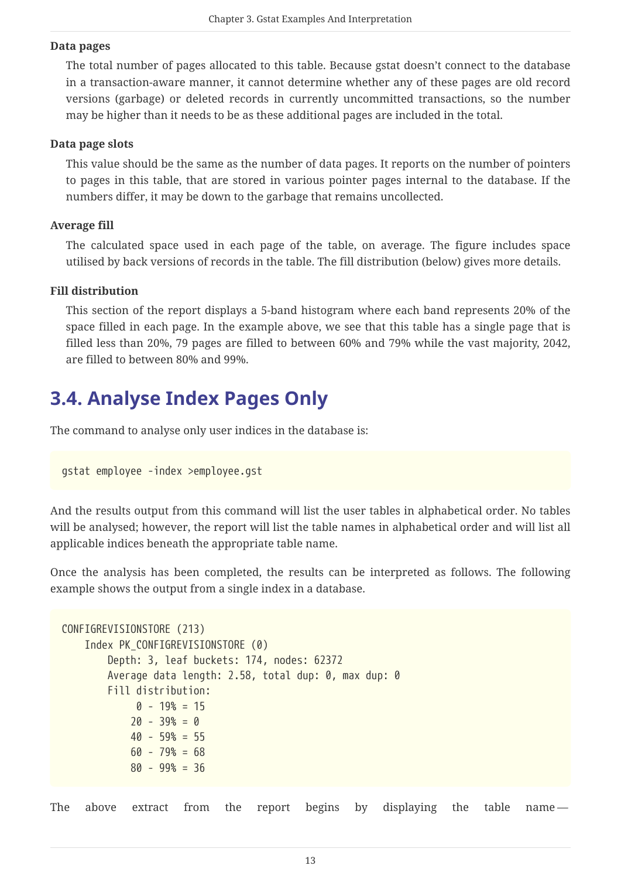**Data pages**

The total number of pages allocated to this table. Because gstat doesn't connect to the database in a transaction-aware manner, it cannot determine whether any of these pages are old record versions (garbage) or deleted records in currently uncommitted transactions, so the number may be higher than it needs to be as these additional pages are included in the total.

**Data page slots**

This value should be the same as the number of data pages. It reports on the number of pointers to pages in this table, that are stored in various pointer pages internal to the database. If the numbers differ, it may be down to the garbage that remains uncollected.

**Average fill**

The calculated space used in each page of the table, on average. The figure includes space utilised by back versions of records in the table. The fill distribution (below) gives more details.

**Fill distribution**

This section of the report displays a 5-band histogram where each band represents 20% of the space filled in each page. In the example above, we see that this table has a single page that is filled less than 20%, 79 pages are filled to between 60% and 79% while the vast majority, 2042, are filled to between 80% and 99%.

## 3.4. Analyse Index Pages Only

The command to analyse only user indices in the database is:

```
gstat employee -index >employee.gst
```

And the results output from this command will list the user tables in alphabetical order. No tables will be analysed; however, the report will list the table names in alphabetical order and will list all applicable indices beneath the appropriate table name.

Once the analysis has been completed, the results can be interpreted as follows. The following example shows the output from a single index in a database.

```
CONFIGREVISIONSTORE (213)
    Index PK_CONFIGREVISIONSTORE (0)
        Depth: 3, leaf buckets: 174, nodes: 62372
        Average data length: 2.58, total dup: 0, max dup: 0
        Fill distribution:
             0 - 19% = 15
            20 - 39% = 0
            40 - 59% = 55
            60 - 79% = 68
            80 - 99% = 36
```

The above extract from the report begins by displaying the table name —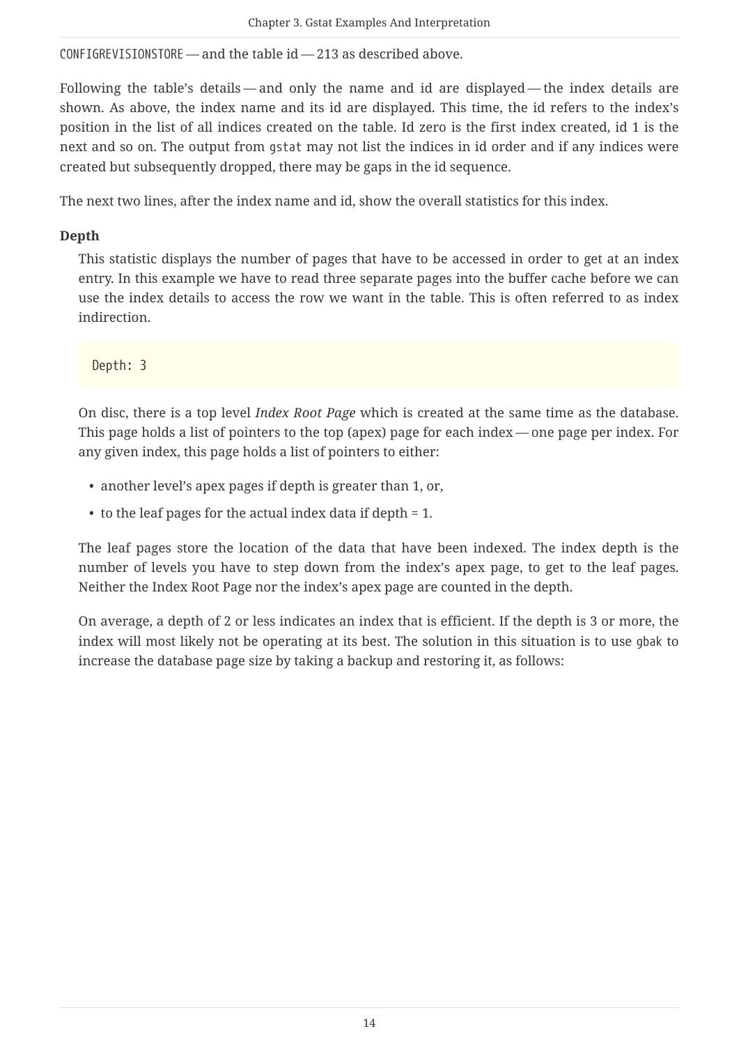`CONFIGREVISIONSTORE` — and the table id — 213 as described above.

Following the table's details — and only the name and id are displayed — the index details are shown. As above, the index name and its id are displayed. This time, the id refers to the index's position in the list of all indices created on the table. Id zero is the first index created, id 1 is the next and so on. The output from `gstat` may not list the indices in id order and if any indices were created but subsequently dropped, there may be gaps in the id sequence.

The next two lines, after the index name and id, show the overall statistics for this index.

**Depth**

This statistic displays the number of pages that have to be accessed in order to get at an index entry. In this example we have to read three separate pages into the buffer cache before we can use the index details to access the row we want in the table. This is often referred to as index indirection.

```
Depth: 3
```

On disc, there is a top level *Index Root Page* which is created at the same time as the database. This page holds a list of pointers to the top (apex) page for each index — one page per index. For any given index, this page holds a list of pointers to either:

- another level's apex pages if depth is greater than 1, or,
- to the leaf pages for the actual index data if depth = 1.

The leaf pages store the location of the data that have been indexed. The index depth is the number of levels you have to step down from the index's apex page, to get to the leaf pages. Neither the Index Root Page nor the index's apex page are counted in the depth.

On average, a depth of 2 or less indicates an index that is efficient. If the depth is 3 or more, the index will most likely not be operating at its best. The solution in this situation is to use `gbak` to increase the database page size by taking a backup and restoring it, as follows: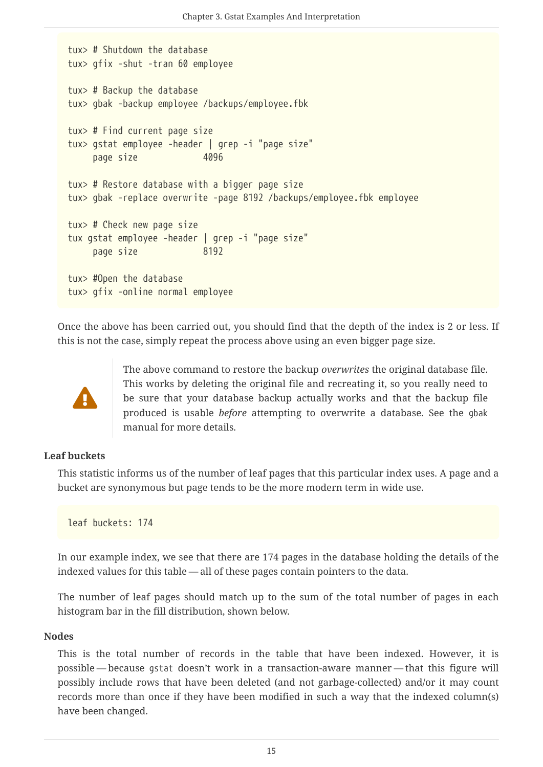```
tux> # Shutdown the database
tux> gfix -shut -tran 60 employee

tux> # Backup the database
tux> gbak -backup employee /backups/employee.fbk

tux> # Find current page size
tux> gstat employee -header | grep -i "page size"
     page size             4096

tux> # Restore database with a bigger page size
tux> gbak -replace overwrite -page 8192 /backups/employee.fbk employee

tux> # Check new page size
tux gstat employee -header | grep -i "page size"
     page size             8192

tux> #Open the database
tux> gfix -online normal employee
```

Once the above has been carried out, you should find that the depth of the index is 2 or less. If this is not the case, simply repeat the process above using an even bigger page size.

> The above command to restore the backup *overwrites* the original database file. This works by deleting the original file and recreating it, so you really need to be sure that your database backup actually works and that the backup file produced is usable *before* attempting to overwrite a database. See the `gbak` manual for more details.

**Leaf buckets**

This statistic informs us of the number of leaf pages that this particular index uses. A page and a bucket are synonymous but page tends to be the more modern term in wide use.

```
leaf buckets: 174
```

In our example index, we see that there are 174 pages in the database holding the details of the indexed values for this table — all of these pages contain pointers to the data.

The number of leaf pages should match up to the sum of the total number of pages in each histogram bar in the fill distribution, shown below.

**Nodes**

This is the total number of records in the table that have been indexed. However, it is possible — because `gstat` doesn't work in a transaction-aware manner — that this figure will possibly include rows that have been deleted (and not garbage-collected) and/or it may count records more than once if they have been modified in such a way that the indexed column(s) have been changed.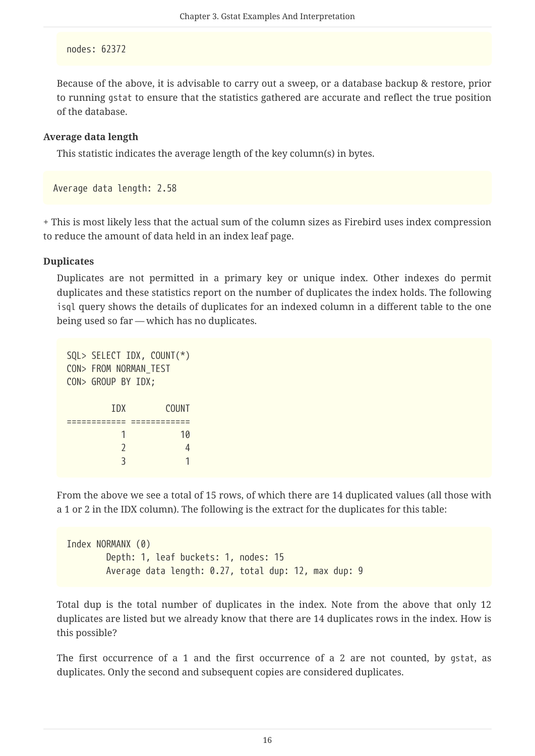```
nodes: 62372
```

Because of the above, it is advisable to carry out a sweep, or a database backup & restore, prior to running gstat to ensure that the statistics gathered are accurate and reflect the true position of the database.

**Average data length**

This statistic indicates the average length of the key column(s) in bytes.

```
Average data length: 2.58
```

+ This is most likely less that the actual sum of the column sizes as Firebird uses index compression to reduce the amount of data held in an index leaf page.

**Duplicates**

Duplicates are not permitted in a primary key or unique index. Other indexes do permit duplicates and these statistics report on the number of duplicates the index holds. The following isql query shows the details of duplicates for an indexed column in a different table to the one being used so far — which has no duplicates.

```
SQL> SELECT IDX, COUNT(*)
CON> FROM NORMAN_TEST
CON> GROUP BY IDX;

         IDX        COUNT
============ ============
           1           10
           2            4
           3            1
```

From the above we see a total of 15 rows, of which there are 14 duplicated values (all those with a 1 or 2 in the IDX column). The following is the extract for the duplicates for this table:

```
Index NORMANX (0)
        Depth: 1, leaf buckets: 1, nodes: 15
        Average data length: 0.27, total dup: 12, max dup: 9
```

Total dup is the total number of duplicates in the index. Note from the above that only 12 duplicates are listed but we already know that there are 14 duplicates rows in the index. How is this possible?

The first occurrence of a 1 and the first occurrence of a 2 are not counted, by gstat, as duplicates. Only the second and subsequent copies are considered duplicates.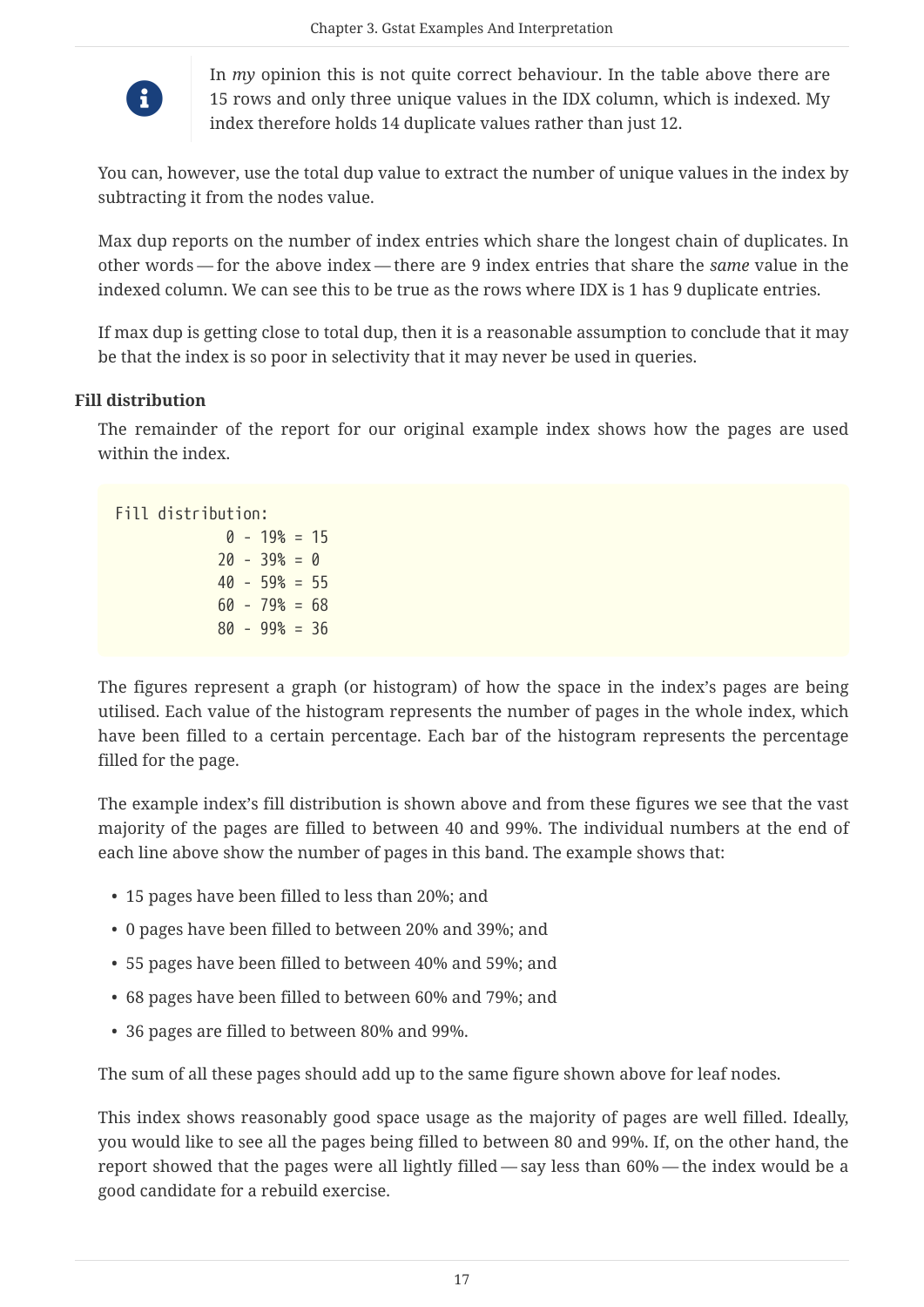> In *my* opinion this is not quite correct behaviour. In the table above there are 15 rows and only three unique values in the IDX column, which is indexed. My index therefore holds 14 duplicate values rather than just 12.

You can, however, use the total dup value to extract the number of unique values in the index by subtracting it from the nodes value.

Max dup reports on the number of index entries which share the longest chain of duplicates. In other words — for the above index — there are 9 index entries that share the *same* value in the indexed column. We can see this to be true as the rows where IDX is 1 has 9 duplicate entries.

If max dup is getting close to total dup, then it is a reasonable assumption to conclude that it may be that the index is so poor in selectivity that it may never be used in queries.

**Fill distribution**

The remainder of the report for our original example index shows how the pages are used within the index.

```
Fill distribution:
         0 - 19% = 15
        20 - 39% = 0
        40 - 59% = 55
        60 - 79% = 68
        80 - 99% = 36
```

The figures represent a graph (or histogram) of how the space in the index's pages are being utilised. Each value of the histogram represents the number of pages in the whole index, which have been filled to a certain percentage. Each bar of the histogram represents the percentage filled for the page.

The example index's fill distribution is shown above and from these figures we see that the vast majority of the pages are filled to between 40 and 99%. The individual numbers at the end of each line above show the number of pages in this band. The example shows that:

- 15 pages have been filled to less than 20%; and
- 0 pages have been filled to between 20% and 39%; and
- 55 pages have been filled to between 40% and 59%; and
- 68 pages have been filled to between 60% and 79%; and
- 36 pages are filled to between 80% and 99%.

The sum of all these pages should add up to the same figure shown above for leaf nodes.

This index shows reasonably good space usage as the majority of pages are well filled. Ideally, you would like to see all the pages being filled to between 80 and 99%. If, on the other hand, the report showed that the pages were all lightly filled — say less than 60% — the index would be a good candidate for a rebuild exercise.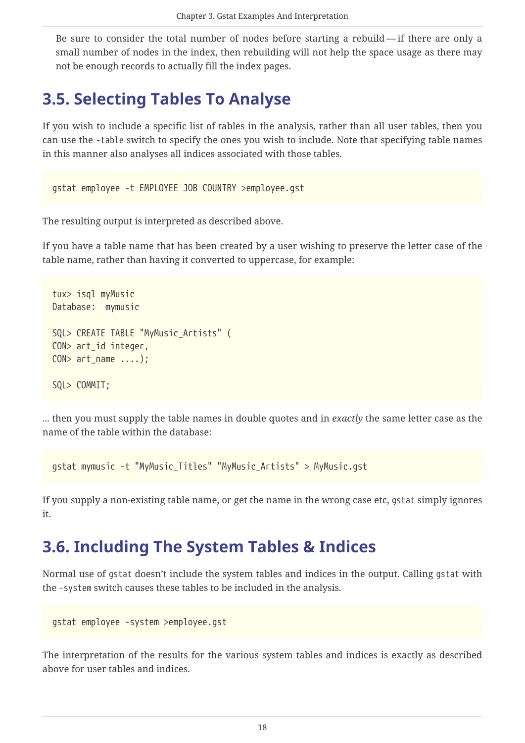Be sure to consider the total number of nodes before starting a rebuild — if there are only a small number of nodes in the index, then rebuilding will not help the space usage as there may not be enough records to actually fill the index pages.

## 3.5. Selecting Tables To Analyse

If you wish to include a specific list of tables in the analysis, rather than all user tables, then you can use the `-table` switch to specify the ones you wish to include. Note that specifying table names in this manner also analyses all indices associated with those tables.

```
gstat employee -t EMPLOYEE JOB COUNTRY >employee.gst
```

The resulting output is interpreted as described above.

If you have a table name that has been created by a user wishing to preserve the letter case of the table name, rather than having it converted to uppercase, for example:

```
tux> isql myMusic
Database:  mymusic

SQL> CREATE TABLE "MyMusic_Artists" (
CON> art_id integer,
CON> art_name ....);

SQL> COMMIT;
```

... then you must supply the table names in double quotes and in *exactly* the same letter case as the name of the table within the database:

```
gstat mymusic -t "MyMusic_Titles" "MyMusic_Artists" > MyMusic.gst
```

If you supply a non-existing table name, or get the name in the wrong case etc, `gstat` simply ignores it.

## 3.6. Including The System Tables & Indices

Normal use of `gstat` doesn't include the system tables and indices in the output. Calling `gstat` with the `-system` switch causes these tables to be included in the analysis.

```
gstat employee -system >employee.gst
```

The interpretation of the results for the various system tables and indices is exactly as described above for user tables and indices.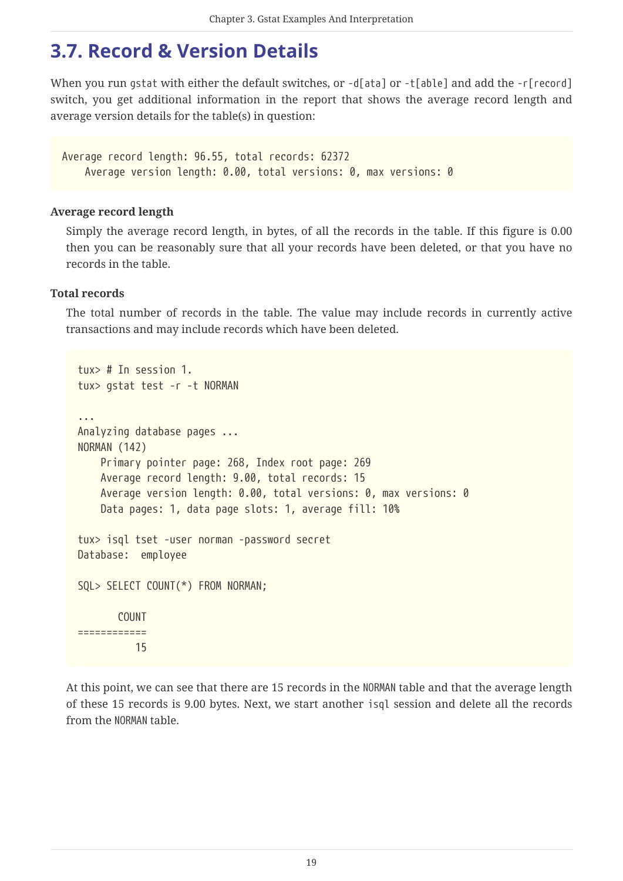## 3.7. Record & Version Details

When you run `gstat` with either the default switches, or `-d[ata]` or `-t[able]` and add the `-r[record]` switch, you get additional information in the report that shows the average record length and average version details for the table(s) in question:

```
Average record length: 96.55, total records: 62372
    Average version length: 0.00, total versions: 0, max versions: 0
```

**Average record length**

Simply the average record length, in bytes, of all the records in the table. If this figure is 0.00 then you can be reasonably sure that all your records have been deleted, or that you have no records in the table.

**Total records**

The total number of records in the table. The value may include records in currently active transactions and may include records which have been deleted.

```
tux> # In session 1.
tux> gstat test -r -t NORMAN

...
Analyzing database pages ...
NORMAN (142)
    Primary pointer page: 268, Index root page: 269
    Average record length: 9.00, total records: 15
    Average version length: 0.00, total versions: 0, max versions: 0
    Data pages: 1, data page slots: 1, average fill: 10%

tux> isql tset -user norman -password secret
Database:  employee

SQL> SELECT COUNT(*) FROM NORMAN;

       COUNT
============
          15
```

At this point, we can see that there are 15 records in the `NORMAN` table and that the average length of these 15 records is 9.00 bytes. Next, we start another `isql` session and delete all the records from the `NORMAN` table.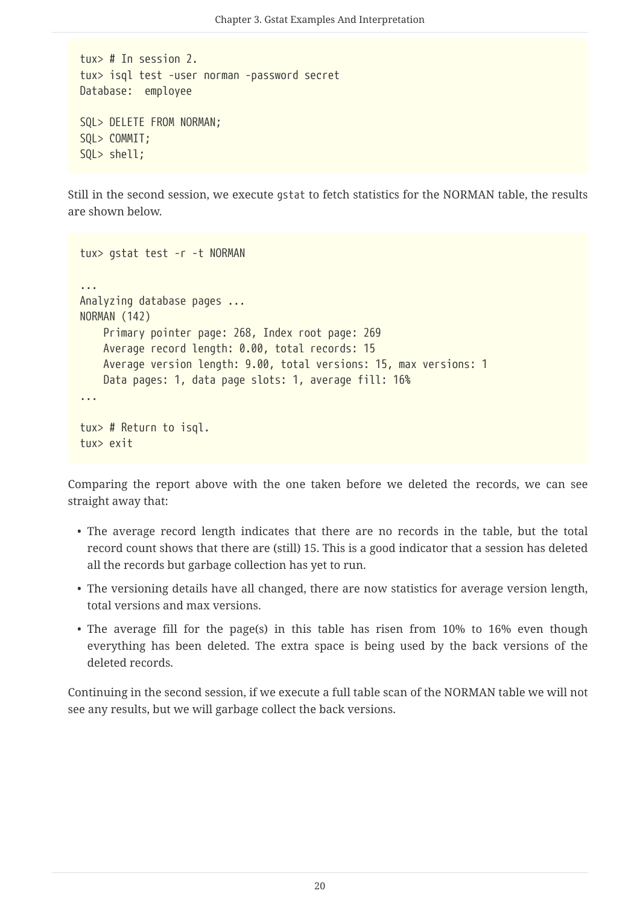```
tux> # In session 2.
tux> isql test -user norman -password secret
Database:  employee

SQL> DELETE FROM NORMAN;
SQL> COMMIT;
SQL> shell;
```

Still in the second session, we execute `gstat` to fetch statistics for the NORMAN table, the results are shown below.

```
tux> gstat test -r -t NORMAN

...
Analyzing database pages ...
NORMAN (142)
    Primary pointer page: 268, Index root page: 269
    Average record length: 0.00, total records: 15
    Average version length: 9.00, total versions: 15, max versions: 1
    Data pages: 1, data page slots: 1, average fill: 16%
...

tux> # Return to isql.
tux> exit
```

Comparing the report above with the one taken before we deleted the records, we can see straight away that:

- The average record length indicates that there are no records in the table, but the total record count shows that there are (still) 15. This is a good indicator that a session has deleted all the records but garbage collection has yet to run.
- The versioning details have all changed, there are now statistics for average version length, total versions and max versions.
- The average fill for the page(s) in this table has risen from 10% to 16% even though everything has been deleted. The extra space is being used by the back versions of the deleted records.

Continuing in the second session, if we execute a full table scan of the NORMAN table we will not see any results, but we will garbage collect the back versions.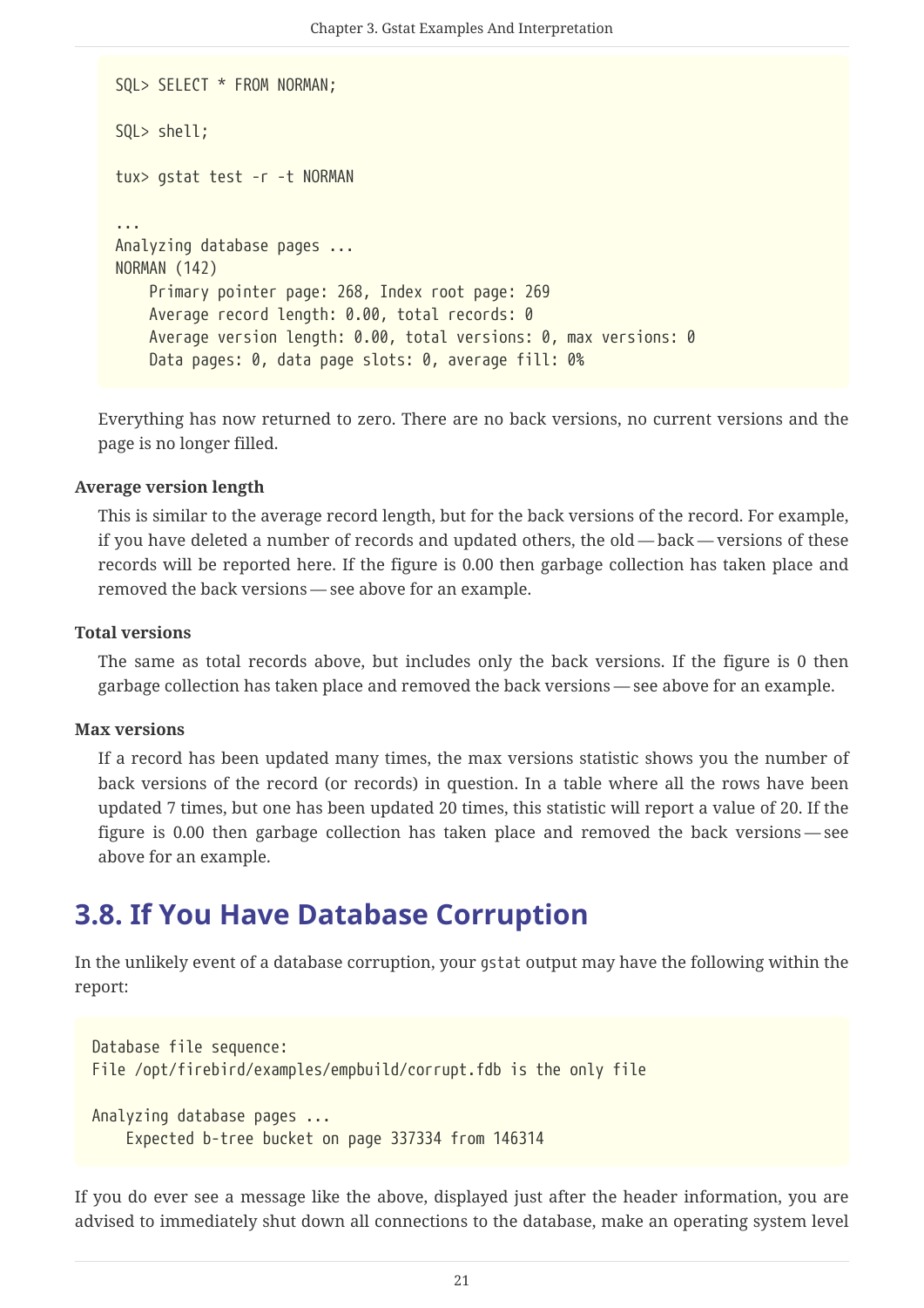```
SQL> SELECT * FROM NORMAN;

SQL> shell;

tux> gstat test -r -t NORMAN

...
Analyzing database pages ...
NORMAN (142)
    Primary pointer page: 268, Index root page: 269
    Average record length: 0.00, total records: 0
    Average version length: 0.00, total versions: 0, max versions: 0
    Data pages: 0, data page slots: 0, average fill: 0%
```

Everything has now returned to zero. There are no back versions, no current versions and the page is no longer filled.

**Average version length**

This is similar to the average record length, but for the back versions of the record. For example, if you have deleted a number of records and updated others, the old — back — versions of these records will be reported here. If the figure is 0.00 then garbage collection has taken place and removed the back versions — see above for an example.

**Total versions**

The same as total records above, but includes only the back versions. If the figure is 0 then garbage collection has taken place and removed the back versions — see above for an example.

**Max versions**

If a record has been updated many times, the max versions statistic shows you the number of back versions of the record (or records) in question. In a table where all the rows have been updated 7 times, but one has been updated 20 times, this statistic will report a value of 20. If the figure is 0.00 then garbage collection has taken place and removed the back versions — see above for an example.

## 3.8. If You Have Database Corruption

In the unlikely event of a database corruption, your `gstat` output may have the following within the report:

```
Database file sequence:
File /opt/firebird/examples/empbuild/corrupt.fdb is the only file

Analyzing database pages ...
    Expected b-tree bucket on page 337334 from 146314
```

If you do ever see a message like the above, displayed just after the header information, you are advised to immediately shut down all connections to the database, make an operating system level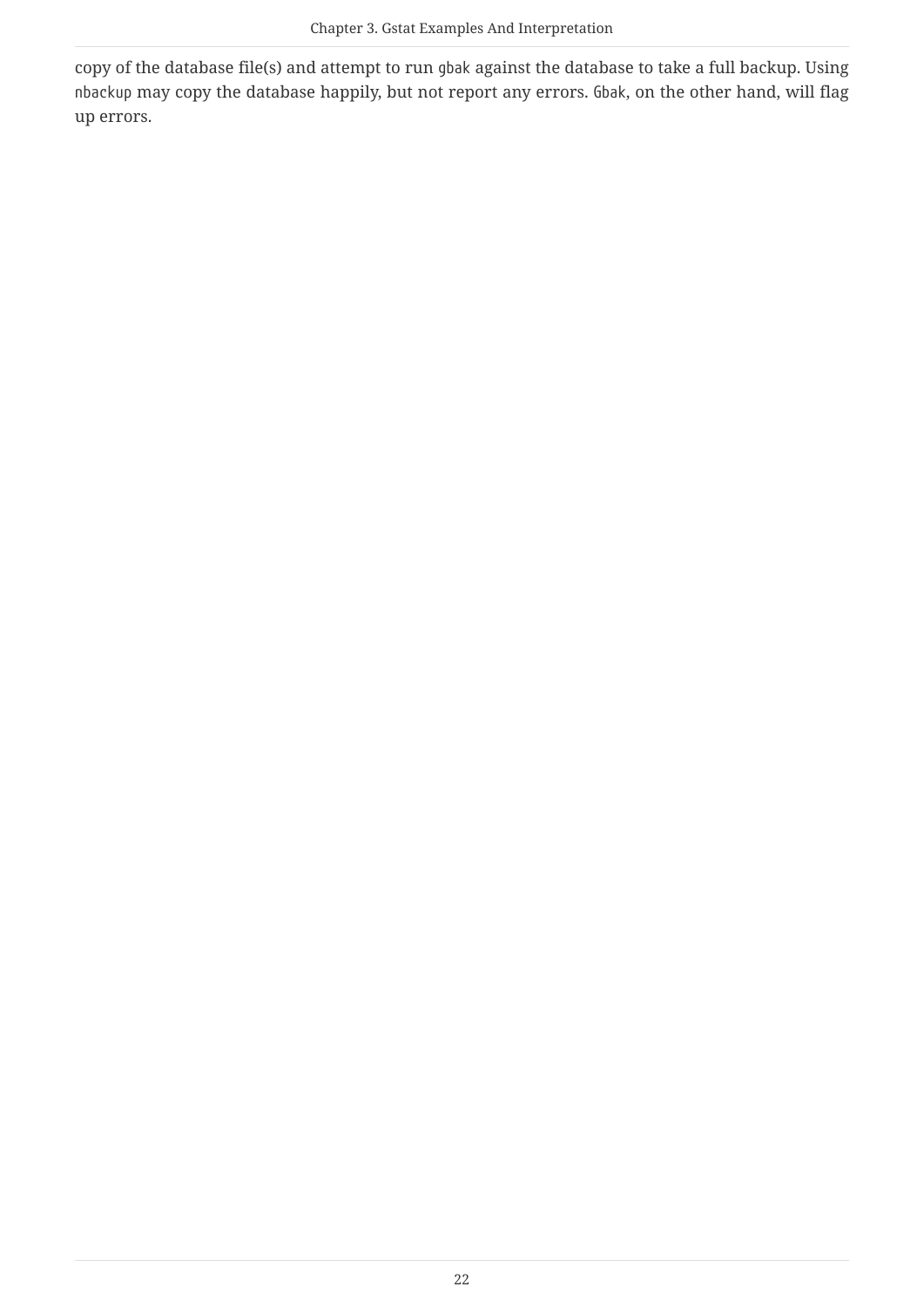copy of the database file(s) and attempt to run `gbak` against the database to take a full backup. Using `nbackup` may copy the database happily, but not report any errors. `Gbak`, on the other hand, will flag up errors.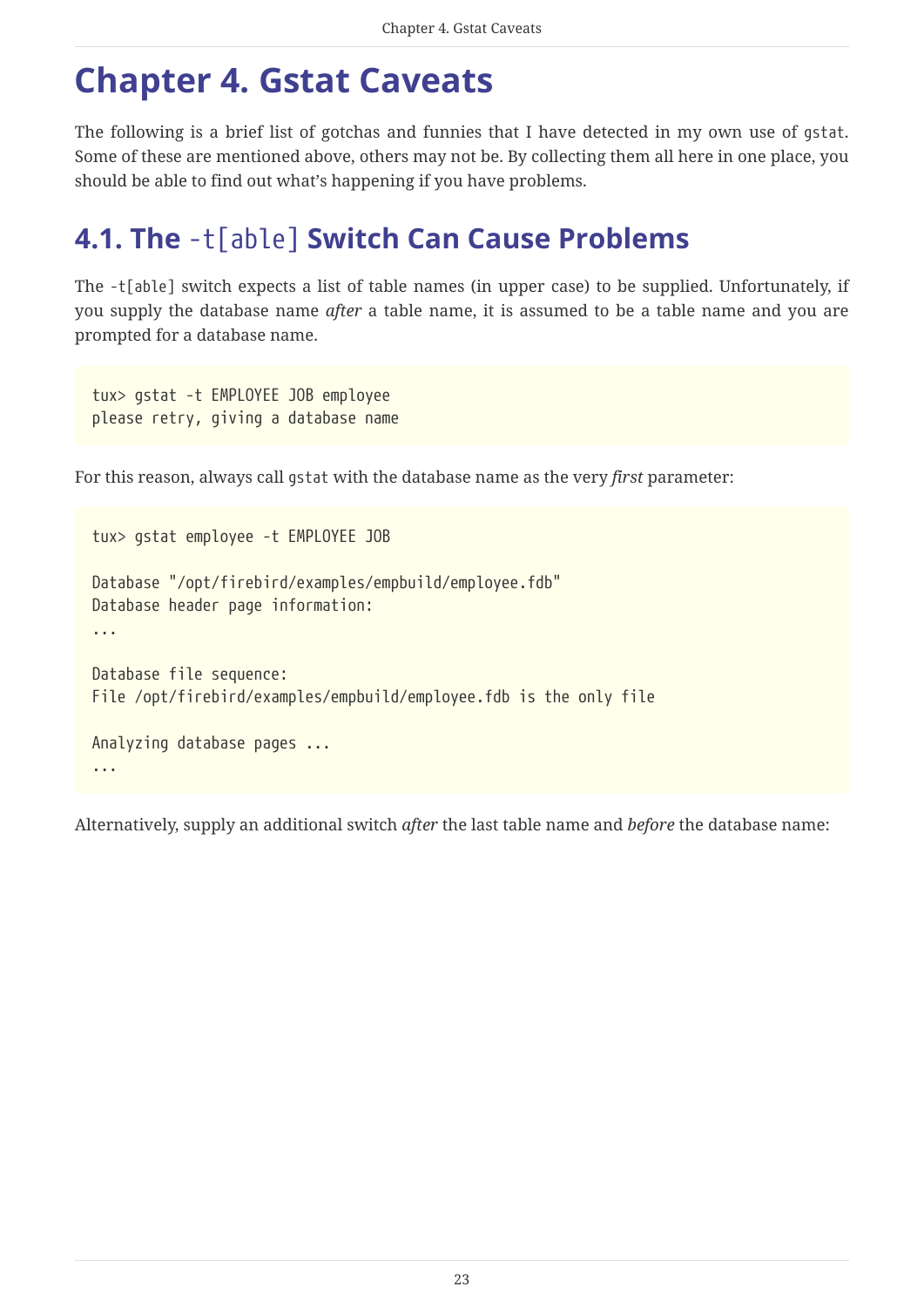# Chapter 4. Gstat Caveats

The following is a brief list of gotchas and funnies that I have detected in my own use of `gstat`. Some of these are mentioned above, others may not be. By collecting them all here in one place, you should be able to find out what's happening if you have problems.

## 4.1. The `-t[able]` Switch Can Cause Problems

The `-t[able]` switch expects a list of table names (in upper case) to be supplied. Unfortunately, if you supply the database name *after* a table name, it is assumed to be a table name and you are prompted for a database name.

```
tux> gstat -t EMPLOYEE JOB employee
please retry, giving a database name
```

For this reason, always call `gstat` with the database name as the very *first* parameter:

```
tux> gstat employee -t EMPLOYEE JOB

Database "/opt/firebird/examples/empbuild/employee.fdb"
Database header page information:
...

Database file sequence:
File /opt/firebird/examples/empbuild/employee.fdb is the only file

Analyzing database pages ...
...
```

Alternatively, supply an additional switch *after* the last table name and *before* the database name: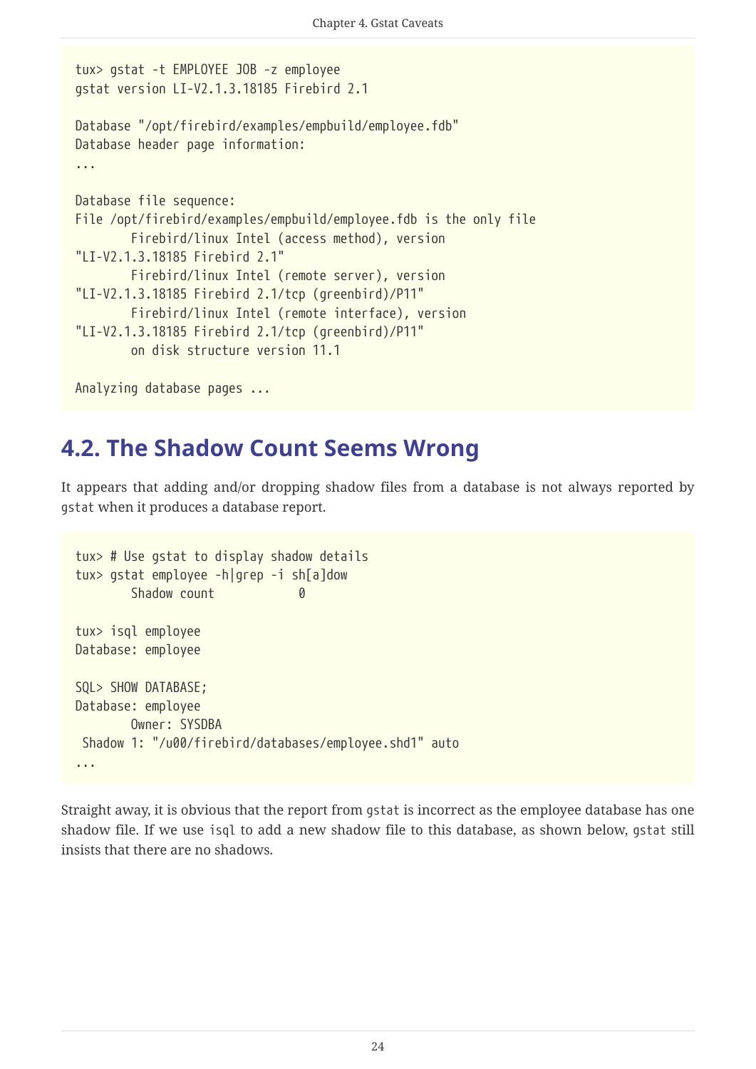```
tux> gstat -t EMPLOYEE JOB -z employee
gstat version LI-V2.1.3.18185 Firebird 2.1

Database "/opt/firebird/examples/empbuild/employee.fdb"
Database header page information:
...

Database file sequence:
File /opt/firebird/examples/empbuild/employee.fdb is the only file
        Firebird/linux Intel (access method), version
"LI-V2.1.3.18185 Firebird 2.1"
        Firebird/linux Intel (remote server), version
"LI-V2.1.3.18185 Firebird 2.1/tcp (greenbird)/P11"
        Firebird/linux Intel (remote interface), version
"LI-V2.1.3.18185 Firebird 2.1/tcp (greenbird)/P11"
        on disk structure version 11.1

Analyzing database pages ...
```

## 4.2. The Shadow Count Seems Wrong

It appears that adding and/or dropping shadow files from a database is not always reported by gstat when it produces a database report.

```
tux> # Use gstat to display shadow details
tux> gstat employee -h|grep -i sh[a]dow
        Shadow count            0

tux> isql employee
Database: employee

SQL> SHOW DATABASE;
Database: employee
        Owner: SYSDBA
 Shadow 1: "/u00/firebird/databases/employee.shd1" auto
...
```

Straight away, it is obvious that the report from gstat is incorrect as the employee database has one shadow file. If we use isql to add a new shadow file to this database, as shown below, gstat still insists that there are no shadows.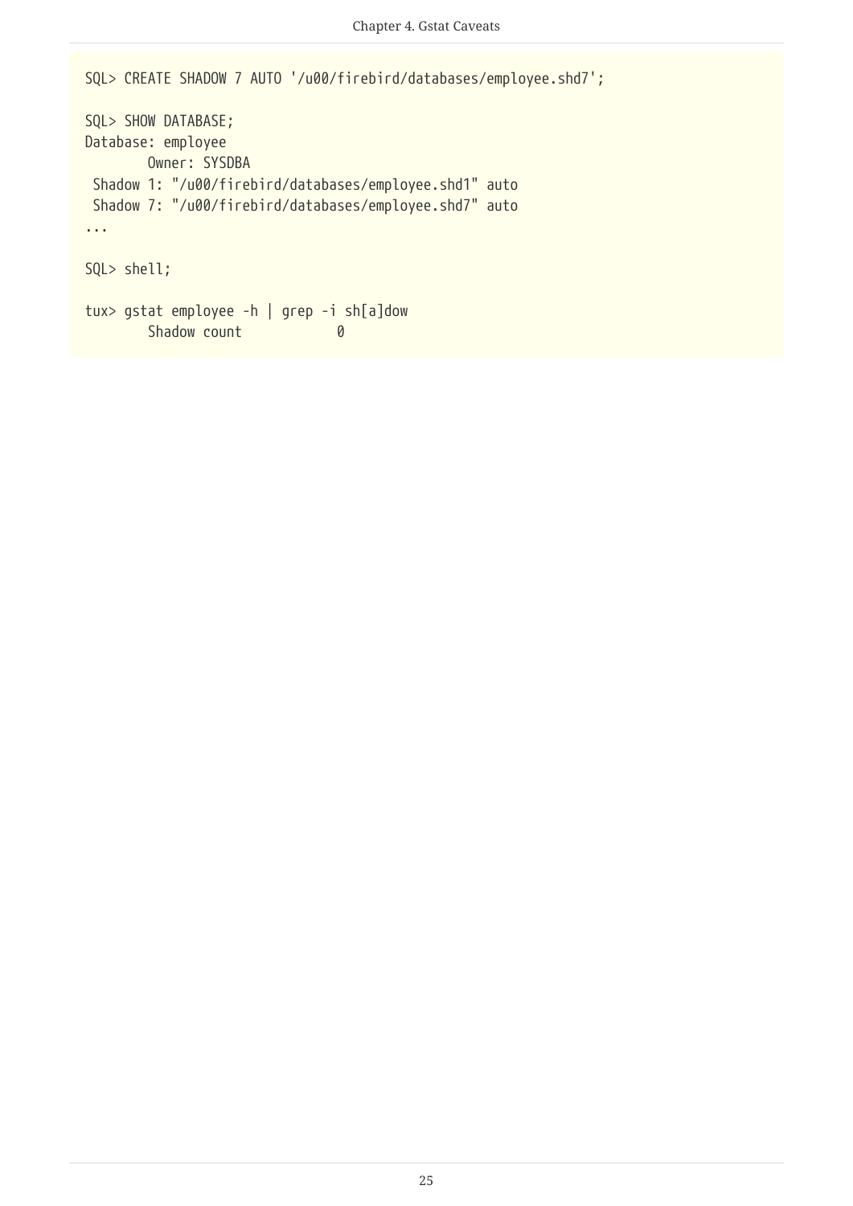```
SQL> CREATE SHADOW 7 AUTO '/u00/firebird/databases/employee.shd7';

SQL> SHOW DATABASE;
Database: employee
        Owner: SYSDBA
 Shadow 1: "/u00/firebird/databases/employee.shd1" auto
 Shadow 7: "/u00/firebird/databases/employee.shd7" auto
...

SQL> shell;

tux> gstat employee -h | grep -i sh[a]dow
        Shadow count            0
```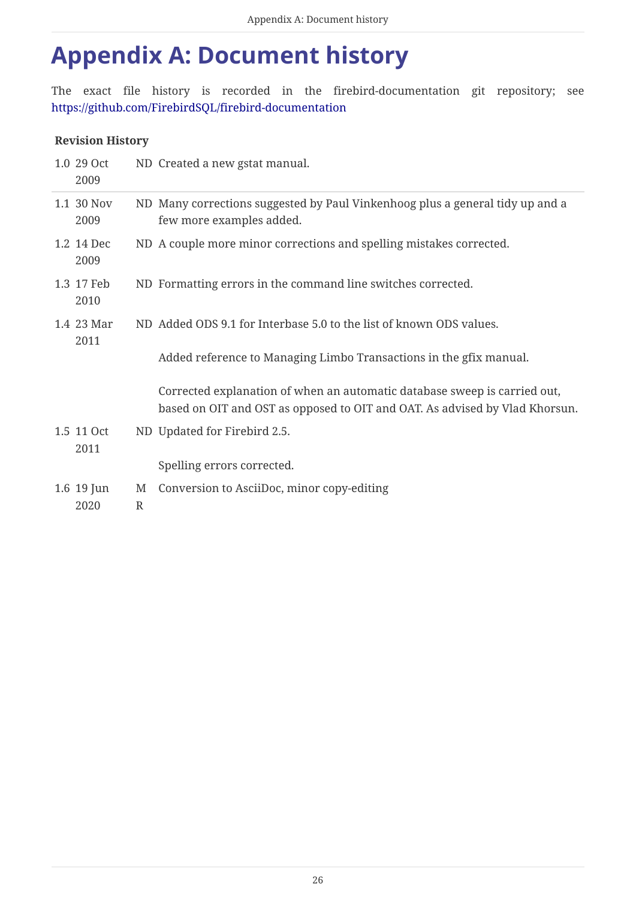# Appendix A: Document history

The exact file history is recorded in the firebird-documentation git repository; see https://github.com/FirebirdSQL/firebird-documentation

**Revision History**

| | | | |
|---|---|---|---|
| 1.0 | 29 Oct 2009 | ND | Created a new gstat manual. |
| 1.1 | 30 Nov 2009 | ND | Many corrections suggested by Paul Vinkenhoog plus a general tidy up and a few more examples added. |
| 1.2 | 14 Dec 2009 | ND | A couple more minor corrections and spelling mistakes corrected. |
| 1.3 | 17 Feb 2010 | ND | Formatting errors in the command line switches corrected. |
| 1.4 | 23 Mar 2011 | ND | Added ODS 9.1 for Interbase 5.0 to the list of known ODS values.<br><br>Added reference to Managing Limbo Transactions in the gfix manual.<br><br>Corrected explanation of when an automatic database sweep is carried out, based on OIT and OST as opposed to OIT and OAT. As advised by Vlad Khorsun. |
| 1.5 | 11 Oct 2011 | ND | Updated for Firebird 2.5.<br><br>Spelling errors corrected. |
| 1.6 | 19 Jun 2020 | MR | Conversion to AsciiDoc, minor copy-editing |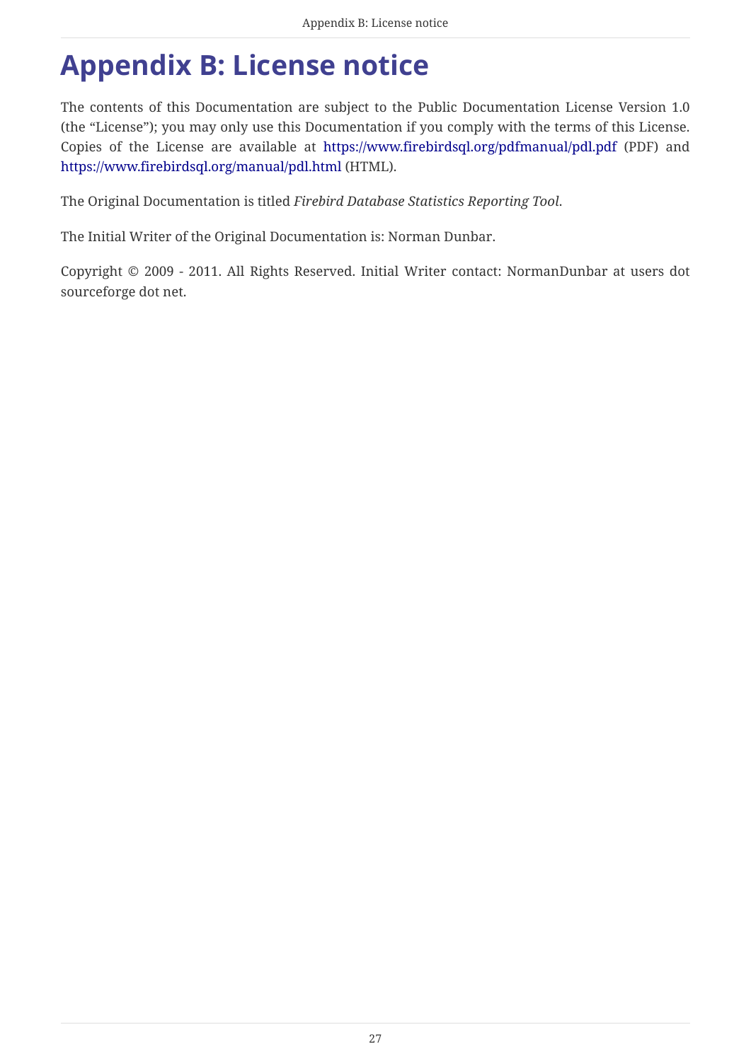# Appendix B: License notice

The contents of this Documentation are subject to the Public Documentation License Version 1.0 (the “License”); you may only use this Documentation if you comply with the terms of this License. Copies of the License are available at https://www.firebirdsql.org/pdfmanual/pdl.pdf (PDF) and https://www.firebirdsql.org/manual/pdl.html (HTML).

The Original Documentation is titled *Firebird Database Statistics Reporting Tool*.

The Initial Writer of the Original Documentation is: Norman Dunbar.

Copyright © 2009 - 2011. All Rights Reserved. Initial Writer contact: NormanDunbar at users dot sourceforge dot net.